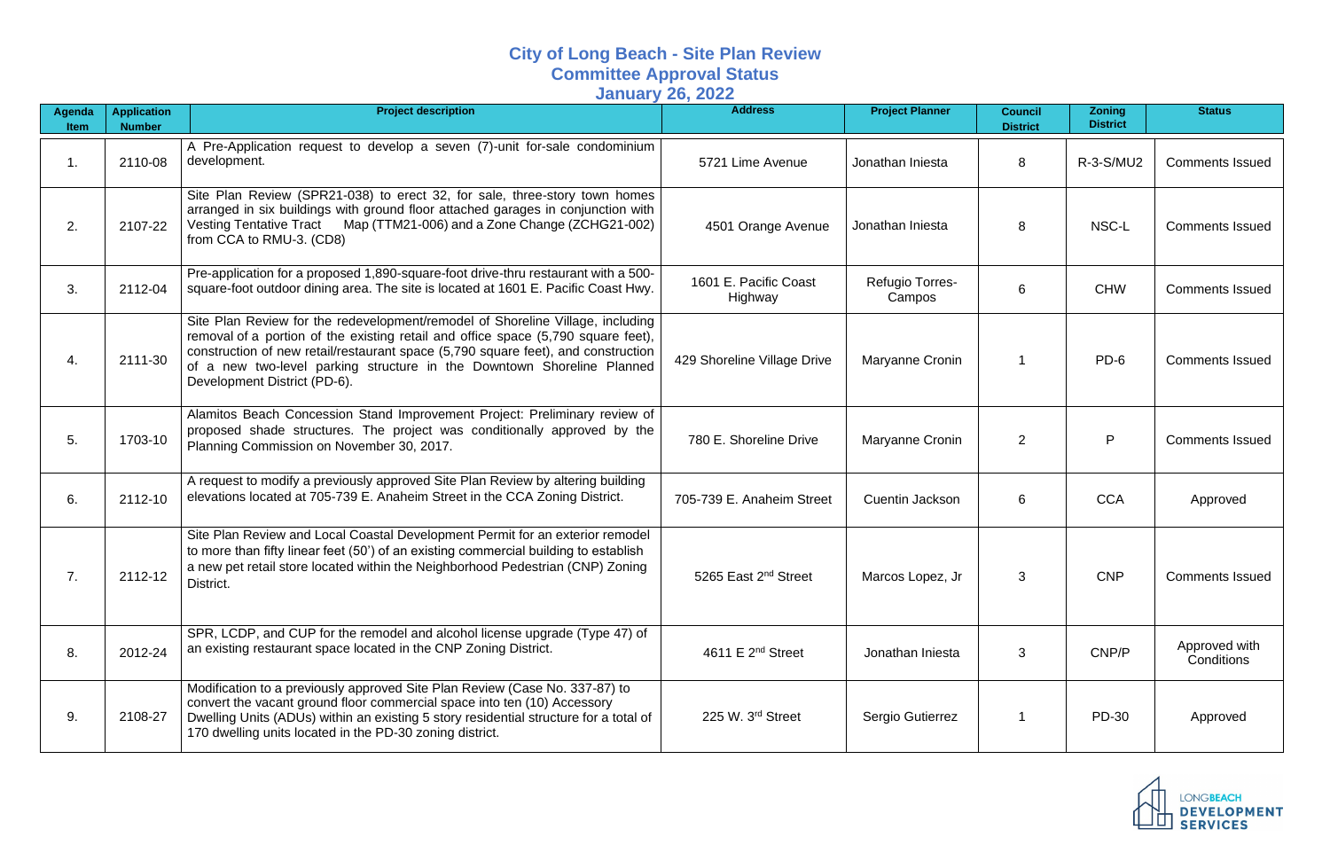# City of Long Beach - Site Plan Review

## Committee Approval Status

### January 26, 2022

| Agenda Item | Application Number | Project description | Address | Project Planner | Council District | Zoning District | Status |
|---|---|---|---|---|---|---|---|
| 1. | 2110-08 | A Pre-Application request to develop a seven (7)-unit for-sale condominium development. | 5721 Lime Avenue | Jonathan Iniesta | 8 | R-3-S/MU2 | Comments Issued |
| 2. | 2107-22 | Site Plan Review (SPR21-038) to erect 32, for sale, three-story town homes arranged in six buildings with ground floor attached garages in conjunction with Vesting Tentative Tract Map (TTM21-006) and a Zone Change (ZCHG21-002) from CCA to RMU-3. (CD8) | 4501 Orange Avenue | Jonathan Iniesta | 8 | NSC-L | Comments Issued |
| 3. | 2112-04 | Pre-application for a proposed 1,890-square-foot drive-thru restaurant with a 500-square-foot outdoor dining area. The site is located at 1601 E. Pacific Coast Hwy. | 1601 E. Pacific Coast Highway | Refugio Torres-Campos | 6 | CHW | Comments Issued |
| 4. | 2111-30 | Site Plan Review for the redevelopment/remodel of Shoreline Village, including removal of a portion of the existing retail and office space (5,790 square feet), construction of new retail/restaurant space (5,790 square feet), and construction of a new two-level parking structure in the Downtown Shoreline Planned Development District (PD-6). | 429 Shoreline Village Drive | Maryanne Cronin | 1 | PD-6 | Comments Issued |
| 5. | 1703-10 | Alamitos Beach Concession Stand Improvement Project: Preliminary review of proposed shade structures. The project was conditionally approved by the Planning Commission on November 30, 2017. | 780 E. Shoreline Drive | Maryanne Cronin | 2 | P | Comments Issued |
| 6. | 2112-10 | A request to modify a previously approved Site Plan Review by altering building elevations located at 705-739 E. Anaheim Street in the CCA Zoning District. | 705-739 E. Anaheim Street | Cuentin Jackson | 6 | CCA | Approved |
| 7. | 2112-12 | Site Plan Review and Local Coastal Development Permit for an exterior remodel to more than fifty linear feet (50') of an existing commercial building to establish a new pet retail store located within the Neighborhood Pedestrian (CNP) Zoning District. | 5265 East 2nd Street | Marcos Lopez, Jr | 3 | CNP | Comments Issued |
| 8. | 2012-24 | SPR, LCDP, and CUP for the remodel and alcohol license upgrade (Type 47) of an existing restaurant space located in the CNP Zoning District. | 4611 E 2nd Street | Jonathan Iniesta | 3 | CNP/P | Approved with Conditions |
| 9. | 2108-27 | Modification to a previously approved Site Plan Review (Case No. 337-87) to convert the vacant ground floor commercial space into ten (10) Accessory Dwelling Units (ADUs) within an existing 5 story residential structure for a total of 170 dwelling units located in the PD-30 zoning district. | 225 W. 3rd Street | Sergio Gutierrez | 1 | PD-30 | Approved |

LONGBEACH DEVELOPMENT SERVICES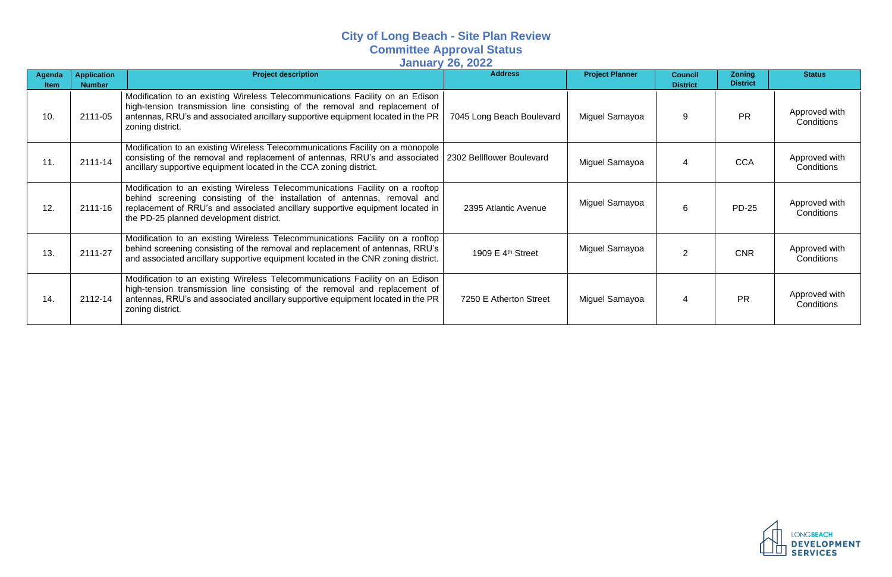# City of Long Beach - Site Plan Review
## Committee Approval Status
## January 26, 2022

| Agenda Item | Application Number | Project description | Address | Project Planner | Council District | Zoning District | Status |
|---|---|---|---|---|---|---|---|
| 10. | 2111-05 | Modification to an existing Wireless Telecommunications Facility on an Edison high-tension transmission line consisting of the removal and replacement of antennas, RRU's and associated ancillary supportive equipment located in the PR zoning district. | 7045 Long Beach Boulevard | Miguel Samayoa | 9 | PR | Approved with Conditions |
| 11. | 2111-14 | Modification to an existing Wireless Telecommunications Facility on a monopole consisting of the removal and replacement of antennas, RRU's and associated ancillary supportive equipment located in the CCA zoning district. | 2302 Bellflower Boulevard | Miguel Samayoa | 4 | CCA | Approved with Conditions |
| 12. | 2111-16 | Modification to an existing Wireless Telecommunications Facility on a rooftop behind screening consisting of the installation of antennas, removal and replacement of RRU's and associated ancillary supportive equipment located in the PD-25 planned development district. | 2395 Atlantic Avenue | Miguel Samayoa | 6 | PD-25 | Approved with Conditions |
| 13. | 2111-27 | Modification to an existing Wireless Telecommunications Facility on a rooftop behind screening consisting of the removal and replacement of antennas, RRU's and associated ancillary supportive equipment located in the CNR zoning district. | 1909 E 4th Street | Miguel Samayoa | 2 | CNR | Approved with Conditions |
| 14. | 2112-14 | Modification to an existing Wireless Telecommunications Facility on an Edison high-tension transmission line consisting of the removal and replacement of antennas, RRU's and associated ancillary supportive equipment located in the PR zoning district. | 7250 E Atherton Street | Miguel Samayoa | 4 | PR | Approved with Conditions |

LONGBEACH DEVELOPMENT SERVICES